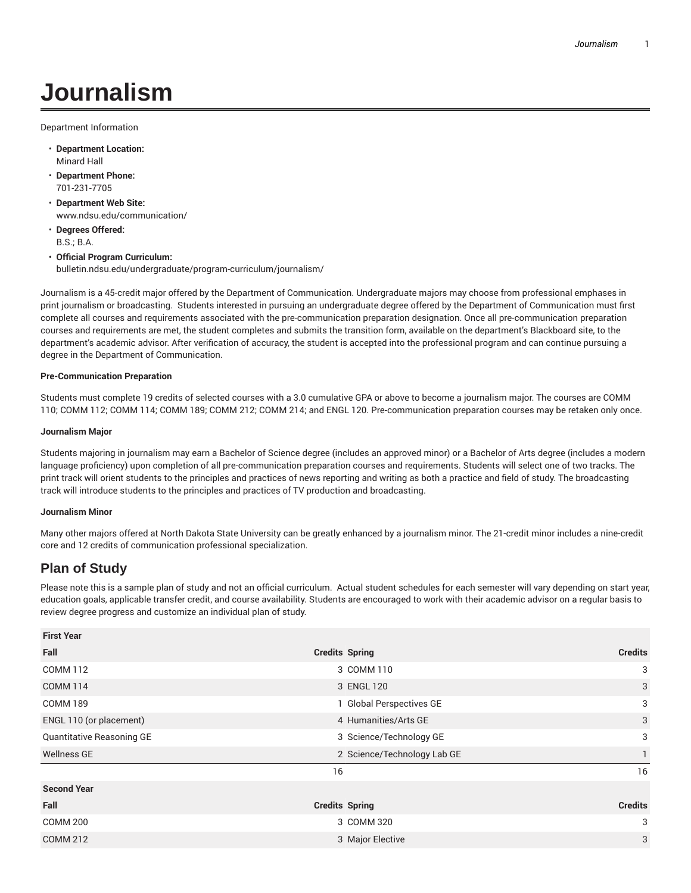# Journalism

Department Information

- **Department Location:** Minard Hall
- **Department Phone:** 701-231-7705
- **Department Web Site:** www.ndsu.edu/communication/
- **Degrees Offered:** B.S.; B.A.
- **Official Program Curriculum:** bulletin.ndsu.edu/undergraduate/program-curriculum/journalism/

Journalism is a 45-credit major offered by the Department of Communication. Undergraduate majors may choose from professional emphases in print journalism or broadcasting. Students interested in pursuing an undergraduate degree offered by the Department of Communication must first complete all courses and requirements associated with the pre-communication preparation designation. Once all pre-communication preparation courses and requirements are met, the student completes and submits the transition form, available on the department's Blackboard site, to the department's academic advisor. After verification of accuracy, the student is accepted into the professional program and can continue pursuing a degree in the Department of Communication.

**Pre-Communication Preparation**

Students must complete 19 credits of selected courses with a 3.0 cumulative GPA or above to become a journalism major. The courses are COMM 110; COMM 112; COMM 114; COMM 189; COMM 212; COMM 214; and ENGL 120. Pre-communication preparation courses may be retaken only once.

**Journalism Major**

Students majoring in journalism may earn a Bachelor of Science degree (includes an approved minor) or a Bachelor of Arts degree (includes a modern language proficiency) upon completion of all pre-communication preparation courses and requirements. Students will select one of two tracks. The print track will orient students to the principles and practices of news reporting and writing as both a practice and field of study. The broadcasting track will introduce students to the principles and practices of TV production and broadcasting.

**Journalism Minor**

Many other majors offered at North Dakota State University can be greatly enhanced by a journalism minor. The 21-credit minor includes a nine-credit core and 12 credits of communication professional specialization.

## Plan of Study

Please note this is a sample plan of study and not an official curriculum. Actual student schedules for each semester will vary depending on start year, education goals, applicable transfer credit, and course availability. Students are encouraged to work with their academic advisor on a regular basis to review degree progress and customize an individual plan of study.

| First Year | | | |
|---|---|---|---|
| **Fall** | **Credits** | **Spring** | **Credits** |
| COMM 112 | 3 | COMM 110 | 3 |
| COMM 114 | 3 | ENGL 120 | 3 |
| COMM 189 | 1 | Global Perspectives GE | 3 |
| ENGL 110 (or placement) | 4 | Humanities/Arts GE | 3 |
| Quantitative Reasoning GE | 3 | Science/Technology GE | 3 |
| Wellness GE | 2 | Science/Technology Lab GE | 1 |
| | 16 | | 16 |
| **Second Year** | | | |
| **Fall** | **Credits** | **Spring** | **Credits** |
| COMM 200 | 3 | COMM 320 | 3 |
| COMM 212 | 3 | Major Elective | 3 |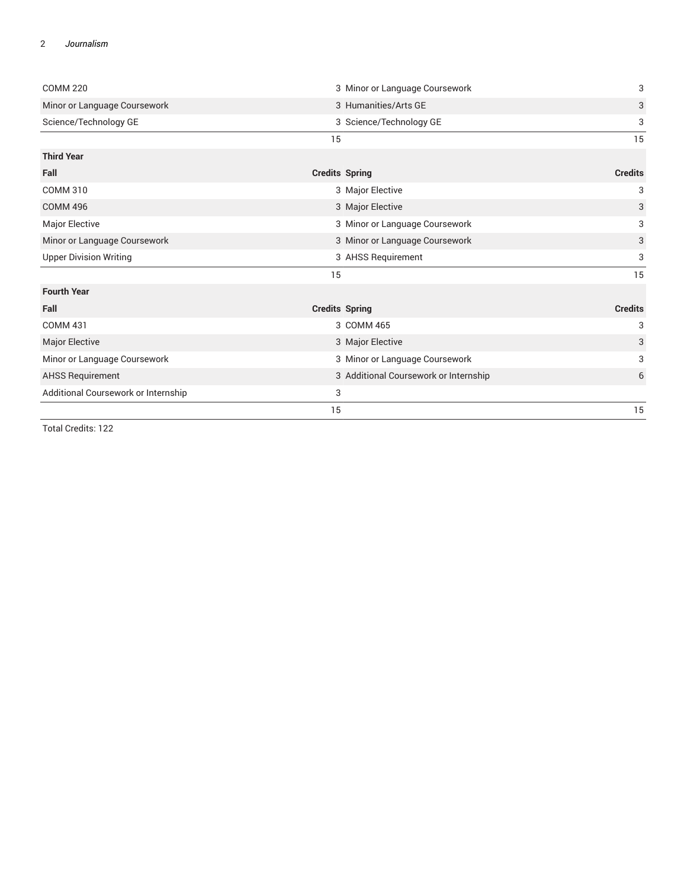| | | | |
|---|---|---|---|
| COMM 220 | 3 | Minor or Language Coursework | 3 |
| Minor or Language Coursework | 3 | Humanities/Arts GE | 3 |
| Science/Technology GE | 3 | Science/Technology GE | 3 |
| | 15 | | 15 |
| **Third Year** | | | |
| **Fall** | **Credits** | **Spring** | **Credits** |
| COMM 310 | 3 | Major Elective | 3 |
| COMM 496 | 3 | Major Elective | 3 |
| Major Elective | 3 | Minor or Language Coursework | 3 |
| Minor or Language Coursework | 3 | Minor or Language Coursework | 3 |
| Upper Division Writing | 3 | AHSS Requirement | 3 |
| | 15 | | 15 |
| **Fourth Year** | | | |
| **Fall** | **Credits** | **Spring** | **Credits** |
| COMM 431 | 3 | COMM 465 | 3 |
| Major Elective | 3 | Major Elective | 3 |
| Minor or Language Coursework | 3 | Minor or Language Coursework | 3 |
| AHSS Requirement | 3 | Additional Coursework or Internship | 6 |
| Additional Coursework or Internship | 3 | | |
| | 15 | | 15 |

Total Credits: 122